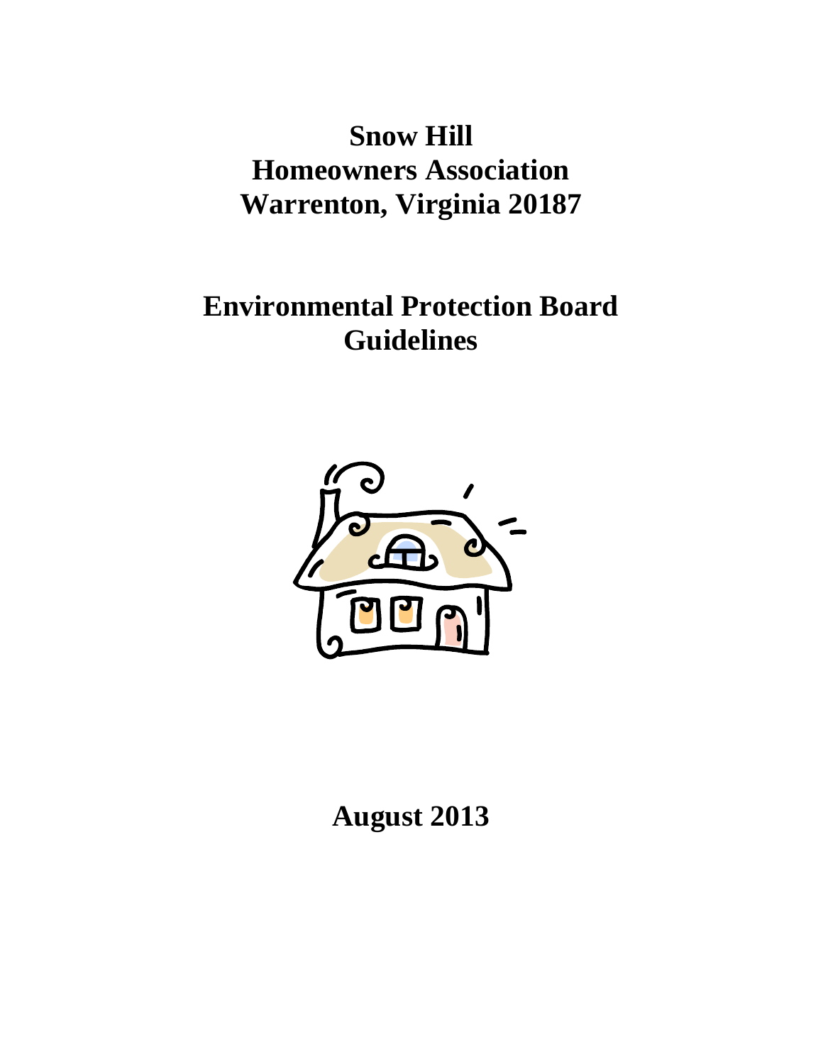# Snow Hill
# Homeowners Association
# Warrenton, Virginia 20187

# Environmental Protection Board
# Guidelines

**August 2013**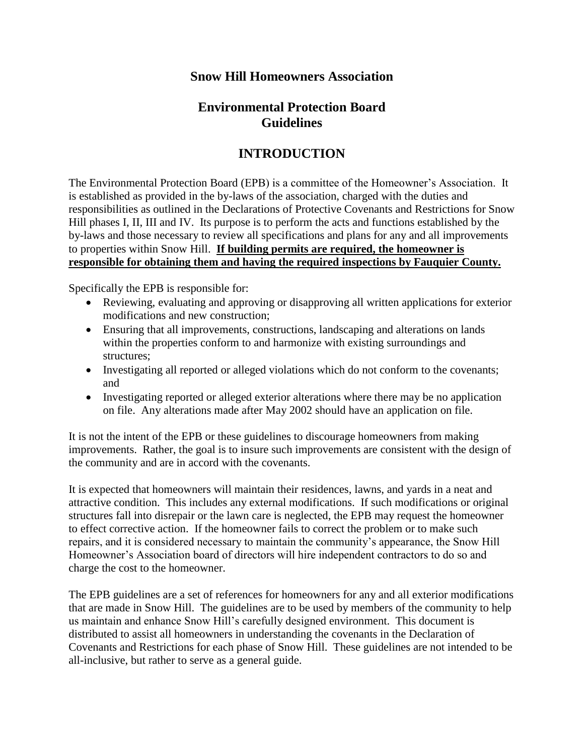# Snow Hill Homeowners Association

## Environmental Protection Board Guidelines

## INTRODUCTION

The Environmental Protection Board (EPB) is a committee of the Homeowner's Association. It is established as provided in the by-laws of the association, charged with the duties and responsibilities as outlined in the Declarations of Protective Covenants and Restrictions for Snow Hill phases I, II, III and IV. Its purpose is to perform the acts and functions established by the by-laws and those necessary to review all specifications and plans for any and all improvements to properties within Snow Hill. **<u>If building permits are required, the homeowner is responsible for obtaining them and having the required inspections by Fauquier County.</u>**

Specifically the EPB is responsible for:

- Reviewing, evaluating and approving or disapproving all written applications for exterior modifications and new construction;
- Ensuring that all improvements, constructions, landscaping and alterations on lands within the properties conform to and harmonize with existing surroundings and structures;
- Investigating all reported or alleged violations which do not conform to the covenants; and
- Investigating reported or alleged exterior alterations where there may be no application on file. Any alterations made after May 2002 should have an application on file.

It is not the intent of the EPB or these guidelines to discourage homeowners from making improvements. Rather, the goal is to insure such improvements are consistent with the design of the community and are in accord with the covenants.

It is expected that homeowners will maintain their residences, lawns, and yards in a neat and attractive condition. This includes any external modifications. If such modifications or original structures fall into disrepair or the lawn care is neglected, the EPB may request the homeowner to effect corrective action. If the homeowner fails to correct the problem or to make such repairs, and it is considered necessary to maintain the community's appearance, the Snow Hill Homeowner's Association board of directors will hire independent contractors to do so and charge the cost to the homeowner.

The EPB guidelines are a set of references for homeowners for any and all exterior modifications that are made in Snow Hill. The guidelines are to be used by members of the community to help us maintain and enhance Snow Hill's carefully designed environment. This document is distributed to assist all homeowners in understanding the covenants in the Declaration of Covenants and Restrictions for each phase of Snow Hill. These guidelines are not intended to be all-inclusive, but rather to serve as a general guide.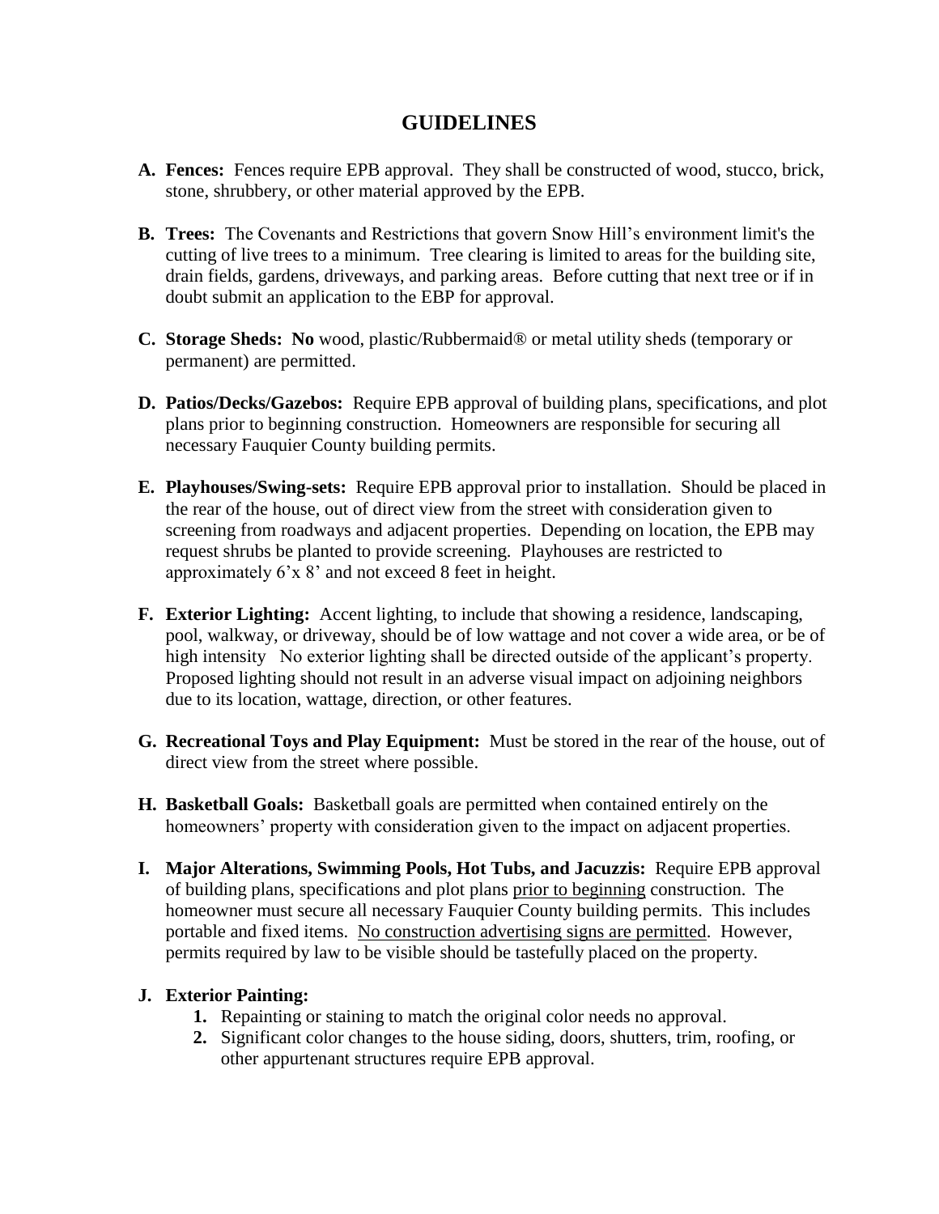# GUIDELINES

**A. Fences:** Fences require EPB approval. They shall be constructed of wood, stucco, brick, stone, shrubbery, or other material approved by the EPB.

**B. Trees:** The Covenants and Restrictions that govern Snow Hill's environment limit's the cutting of live trees to a minimum. Tree clearing is limited to areas for the building site, drain fields, gardens, driveways, and parking areas. Before cutting that next tree or if in doubt submit an application to the EBP for approval.

**C. Storage Sheds:** **No** wood, plastic/Rubbermaid® or metal utility sheds (temporary or permanent) are permitted.

**D. Patios/Decks/Gazebos:** Require EPB approval of building plans, specifications, and plot plans prior to beginning construction. Homeowners are responsible for securing all necessary Fauquier County building permits.

**E. Playhouses/Swing-sets:** Require EPB approval prior to installation. Should be placed in the rear of the house, out of direct view from the street with consideration given to screening from roadways and adjacent properties. Depending on location, the EPB may request shrubs be planted to provide screening. Playhouses are restricted to approximately 6'x 8' and not exceed 8 feet in height.

**F. Exterior Lighting:** Accent lighting, to include that showing a residence, landscaping, pool, walkway, or driveway, should be of low wattage and not cover a wide area, or be of high intensity No exterior lighting shall be directed outside of the applicant's property. Proposed lighting should not result in an adverse visual impact on adjoining neighbors due to its location, wattage, direction, or other features.

**G. Recreational Toys and Play Equipment:** Must be stored in the rear of the house, out of direct view from the street where possible.

**H. Basketball Goals:** Basketball goals are permitted when contained entirely on the homeowners' property with consideration given to the impact on adjacent properties.

**I. Major Alterations, Swimming Pools, Hot Tubs, and Jacuzzis:** Require EPB approval of building plans, specifications and plot plans <u>prior to beginning</u> construction. The homeowner must secure all necessary Fauquier County building permits. This includes portable and fixed items. <u>No construction advertising signs are permitted</u>. However, permits required by law to be visible should be tastefully placed on the property.

**J. Exterior Painting:**

1. Repainting or staining to match the original color needs no approval.
2. Significant color changes to the house siding, doors, shutters, trim, roofing, or other appurtenant structures require EPB approval.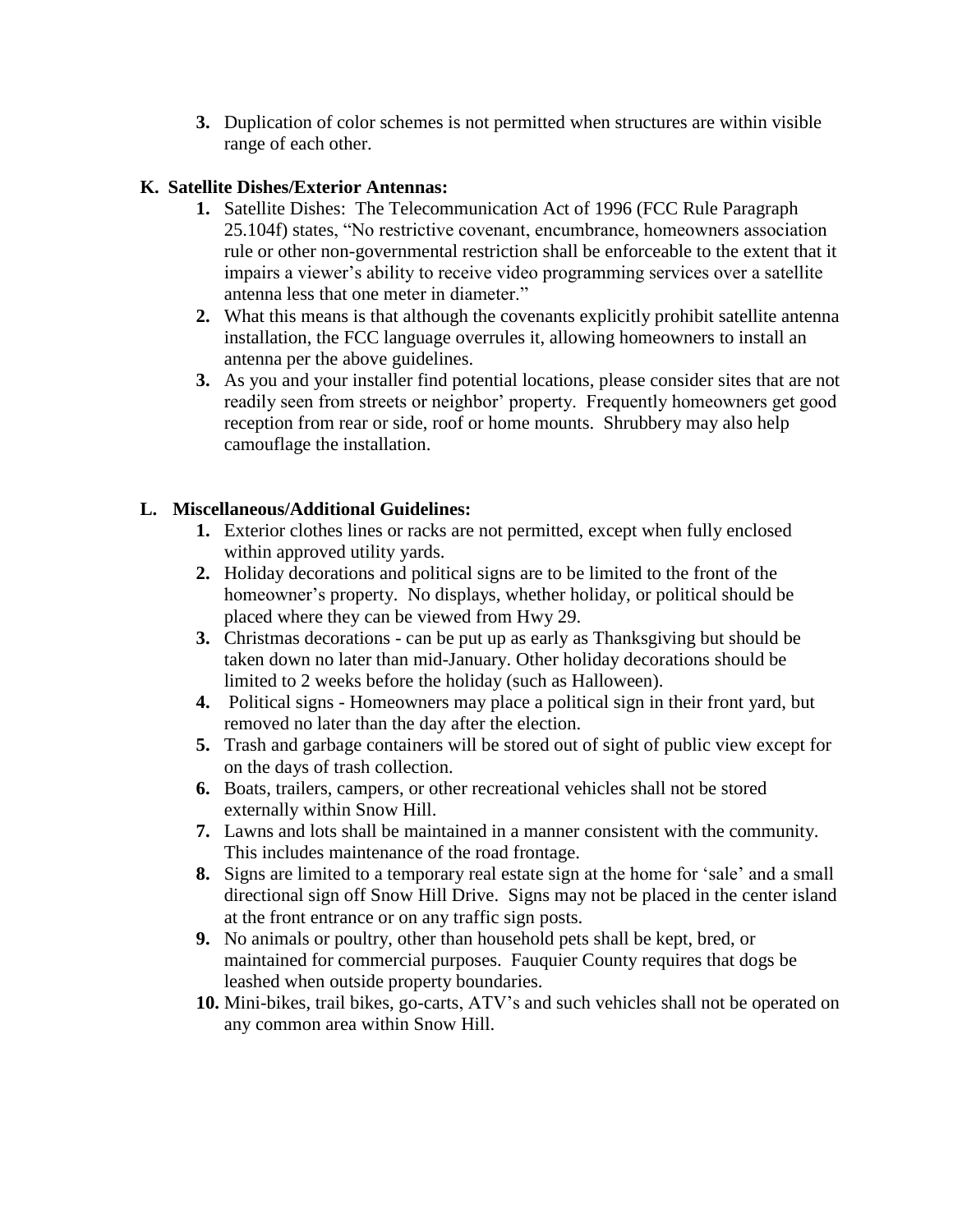3. Duplication of color schemes is not permitted when structures are within visible range of each other.

### K. Satellite Dishes/Exterior Antennas:

1. Satellite Dishes: The Telecommunication Act of 1996 (FCC Rule Paragraph 25.104f) states, "No restrictive covenant, encumbrance, homeowners association rule or other non-governmental restriction shall be enforceable to the extent that it impairs a viewer's ability to receive video programming services over a satellite antenna less that one meter in diameter."
2. What this means is that although the covenants explicitly prohibit satellite antenna installation, the FCC language overrules it, allowing homeowners to install an antenna per the above guidelines.
3. As you and your installer find potential locations, please consider sites that are not readily seen from streets or neighbor' property. Frequently homeowners get good reception from rear or side, roof or home mounts. Shrubbery may also help camouflage the installation.

### L. Miscellaneous/Additional Guidelines:

1. Exterior clothes lines or racks are not permitted, except when fully enclosed within approved utility yards.
2. Holiday decorations and political signs are to be limited to the front of the homeowner's property. No displays, whether holiday, or political should be placed where they can be viewed from Hwy 29.
3. Christmas decorations - can be put up as early as Thanksgiving but should be taken down no later than mid-January. Other holiday decorations should be limited to 2 weeks before the holiday (such as Halloween).
4. Political signs - Homeowners may place a political sign in their front yard, but removed no later than the day after the election.
5. Trash and garbage containers will be stored out of sight of public view except for on the days of trash collection.
6. Boats, trailers, campers, or other recreational vehicles shall not be stored externally within Snow Hill.
7. Lawns and lots shall be maintained in a manner consistent with the community. This includes maintenance of the road frontage.
8. Signs are limited to a temporary real estate sign at the home for 'sale' and a small directional sign off Snow Hill Drive. Signs may not be placed in the center island at the front entrance or on any traffic sign posts.
9. No animals or poultry, other than household pets shall be kept, bred, or maintained for commercial purposes. Fauquier County requires that dogs be leashed when outside property boundaries.
10. Mini-bikes, trail bikes, go-carts, ATV's and such vehicles shall not be operated on any common area within Snow Hill.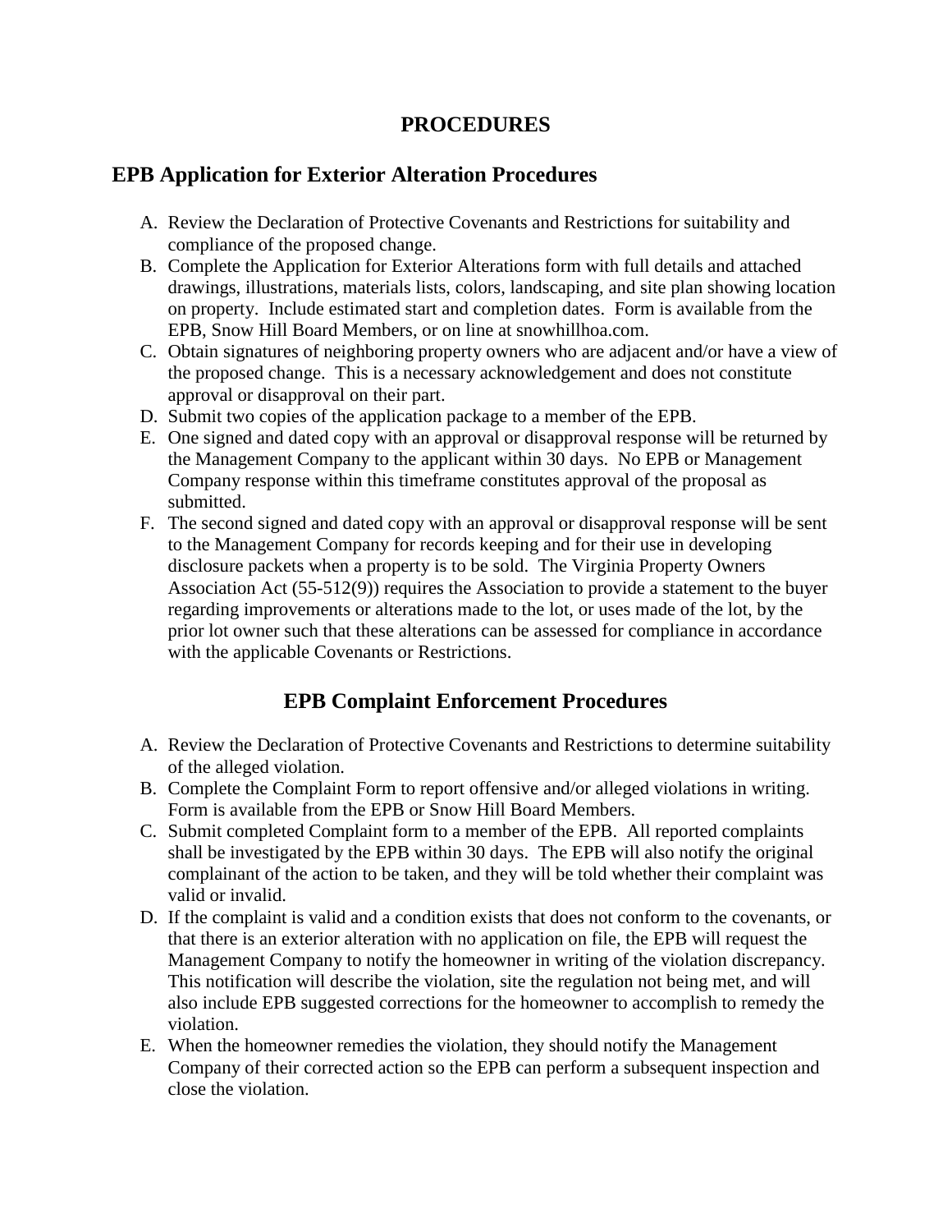# PROCEDURES

## EPB Application for Exterior Alteration Procedures

A. Review the Declaration of Protective Covenants and Restrictions for suitability and compliance of the proposed change.
B. Complete the Application for Exterior Alterations form with full details and attached drawings, illustrations, materials lists, colors, landscaping, and site plan showing location on property. Include estimated start and completion dates. Form is available from the EPB, Snow Hill Board Members, or on line at snowhillhoa.com.
C. Obtain signatures of neighboring property owners who are adjacent and/or have a view of the proposed change. This is a necessary acknowledgement and does not constitute approval or disapproval on their part.
D. Submit two copies of the application package to a member of the EPB.
E. One signed and dated copy with an approval or disapproval response will be returned by the Management Company to the applicant within 30 days. No EPB or Management Company response within this timeframe constitutes approval of the proposal as submitted.
F. The second signed and dated copy with an approval or disapproval response will be sent to the Management Company for records keeping and for their use in developing disclosure packets when a property is to be sold. The Virginia Property Owners Association Act (55-512(9)) requires the Association to provide a statement to the buyer regarding improvements or alterations made to the lot, or uses made of the lot, by the prior lot owner such that these alterations can be assessed for compliance in accordance with the applicable Covenants or Restrictions.

## EPB Complaint Enforcement Procedures

A. Review the Declaration of Protective Covenants and Restrictions to determine suitability of the alleged violation.
B. Complete the Complaint Form to report offensive and/or alleged violations in writing. Form is available from the EPB or Snow Hill Board Members.
C. Submit completed Complaint form to a member of the EPB. All reported complaints shall be investigated by the EPB within 30 days. The EPB will also notify the original complainant of the action to be taken, and they will be told whether their complaint was valid or invalid.
D. If the complaint is valid and a condition exists that does not conform to the covenants, or that there is an exterior alteration with no application on file, the EPB will request the Management Company to notify the homeowner in writing of the violation discrepancy. This notification will describe the violation, site the regulation not being met, and will also include EPB suggested corrections for the homeowner to accomplish to remedy the violation.
E. When the homeowner remedies the violation, they should notify the Management Company of their corrected action so the EPB can perform a subsequent inspection and close the violation.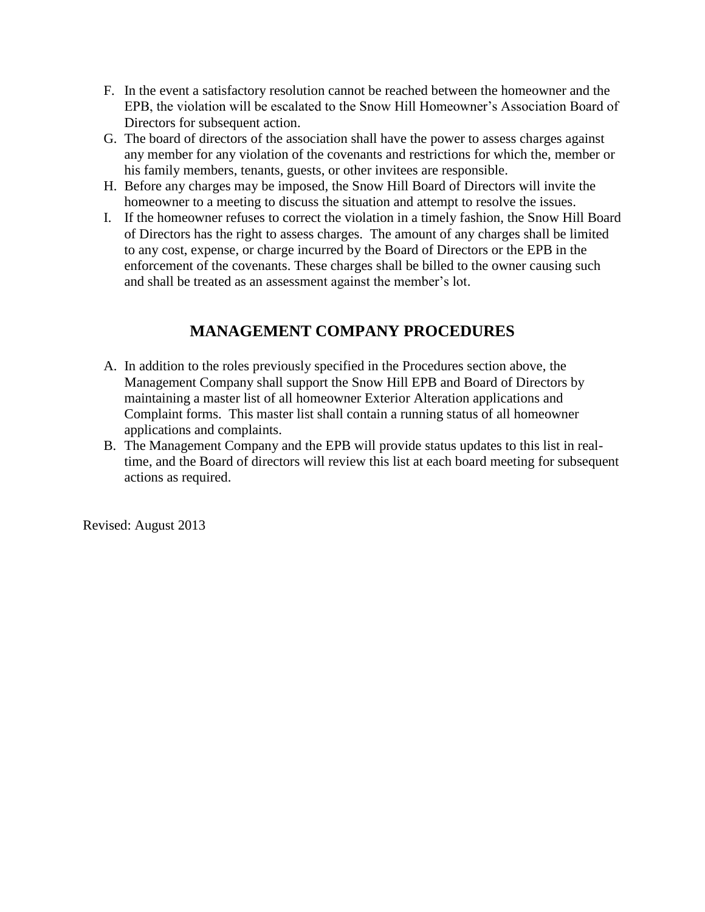F. In the event a satisfactory resolution cannot be reached between the homeowner and the EPB, the violation will be escalated to the Snow Hill Homeowner's Association Board of Directors for subsequent action.
G. The board of directors of the association shall have the power to assess charges against any member for any violation of the covenants and restrictions for which the, member or his family members, tenants, guests, or other invitees are responsible.
H. Before any charges may be imposed, the Snow Hill Board of Directors will invite the homeowner to a meeting to discuss the situation and attempt to resolve the issues.
I. If the homeowner refuses to correct the violation in a timely fashion, the Snow Hill Board of Directors has the right to assess charges. The amount of any charges shall be limited to any cost, expense, or charge incurred by the Board of Directors or the EPB in the enforcement of the covenants. These charges shall be billed to the owner causing such and shall be treated as an assessment against the member's lot.

## MANAGEMENT COMPANY PROCEDURES

A. In addition to the roles previously specified in the Procedures section above, the Management Company shall support the Snow Hill EPB and Board of Directors by maintaining a master list of all homeowner Exterior Alteration applications and Complaint forms. This master list shall contain a running status of all homeowner applications and complaints.
B. The Management Company and the EPB will provide status updates to this list in real-time, and the Board of directors will review this list at each board meeting for subsequent actions as required.

Revised: August 2013